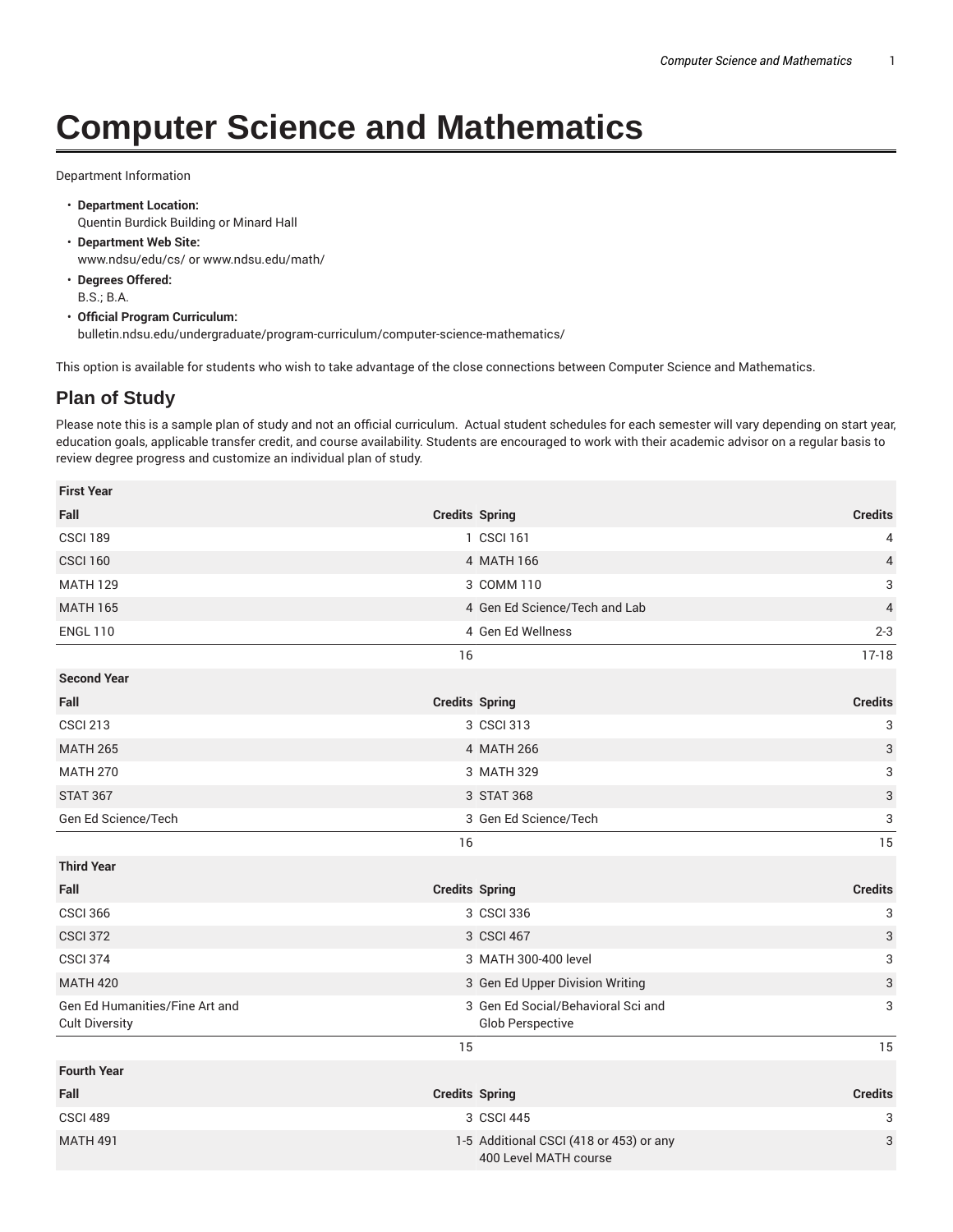# Computer Science and Mathematics

Department Information

- **Department Location:**
  Quentin Burdick Building or Minard Hall
- **Department Web Site:**
  www.ndsu/edu/cs/ or www.ndsu.edu/math/
- **Degrees Offered:**
  B.S.; B.A.
- **Official Program Curriculum:**
  bulletin.ndsu.edu/undergraduate/program-curriculum/computer-science-mathematics/

This option is available for students who wish to take advantage of the close connections between Computer Science and Mathematics.

## Plan of Study

Please note this is a sample plan of study and not an official curriculum. Actual student schedules for each semester will vary depending on start year, education goals, applicable transfer credit, and course availability. Students are encouraged to work with their academic advisor on a regular basis to review degree progress and customize an individual plan of study.

| **First Year** | | | |
|---|---|---|---|
| **Fall** | **Credits** | **Spring** | **Credits** |
| CSCI 189 | 1 | CSCI 161 | 4 |
| CSCI 160 | 4 | MATH 166 | 4 |
| MATH 129 | 3 | COMM 110 | 3 |
| MATH 165 | 4 | Gen Ed Science/Tech and Lab | 4 |
| ENGL 110 | 4 | Gen Ed Wellness | 2-3 |
| | 16 | | 17-18 |
| **Second Year** | | | |
| **Fall** | **Credits** | **Spring** | **Credits** |
| CSCI 213 | 3 | CSCI 313 | 3 |
| MATH 265 | 4 | MATH 266 | 3 |
| MATH 270 | 3 | MATH 329 | 3 |
| STAT 367 | 3 | STAT 368 | 3 |
| Gen Ed Science/Tech | 3 | Gen Ed Science/Tech | 3 |
| | 16 | | 15 |
| **Third Year** | | | |
| **Fall** | **Credits** | **Spring** | **Credits** |
| CSCI 366 | 3 | CSCI 336 | 3 |
| CSCI 372 | 3 | CSCI 467 | 3 |
| CSCI 374 | 3 | MATH 300-400 level | 3 |
| MATH 420 | 3 | Gen Ed Upper Division Writing | 3 |
| Gen Ed Humanities/Fine Art and Cult Diversity | 3 | Gen Ed Social/Behavioral Sci and Glob Perspective | 3 |
| | 15 | | 15 |
| **Fourth Year** | | | |
| **Fall** | **Credits** | **Spring** | **Credits** |
| CSCI 489 | 3 | CSCI 445 | 3 |
| MATH 491 | 1-5 | Additional CSCI (418 or 453) or any 400 Level MATH course | 3 |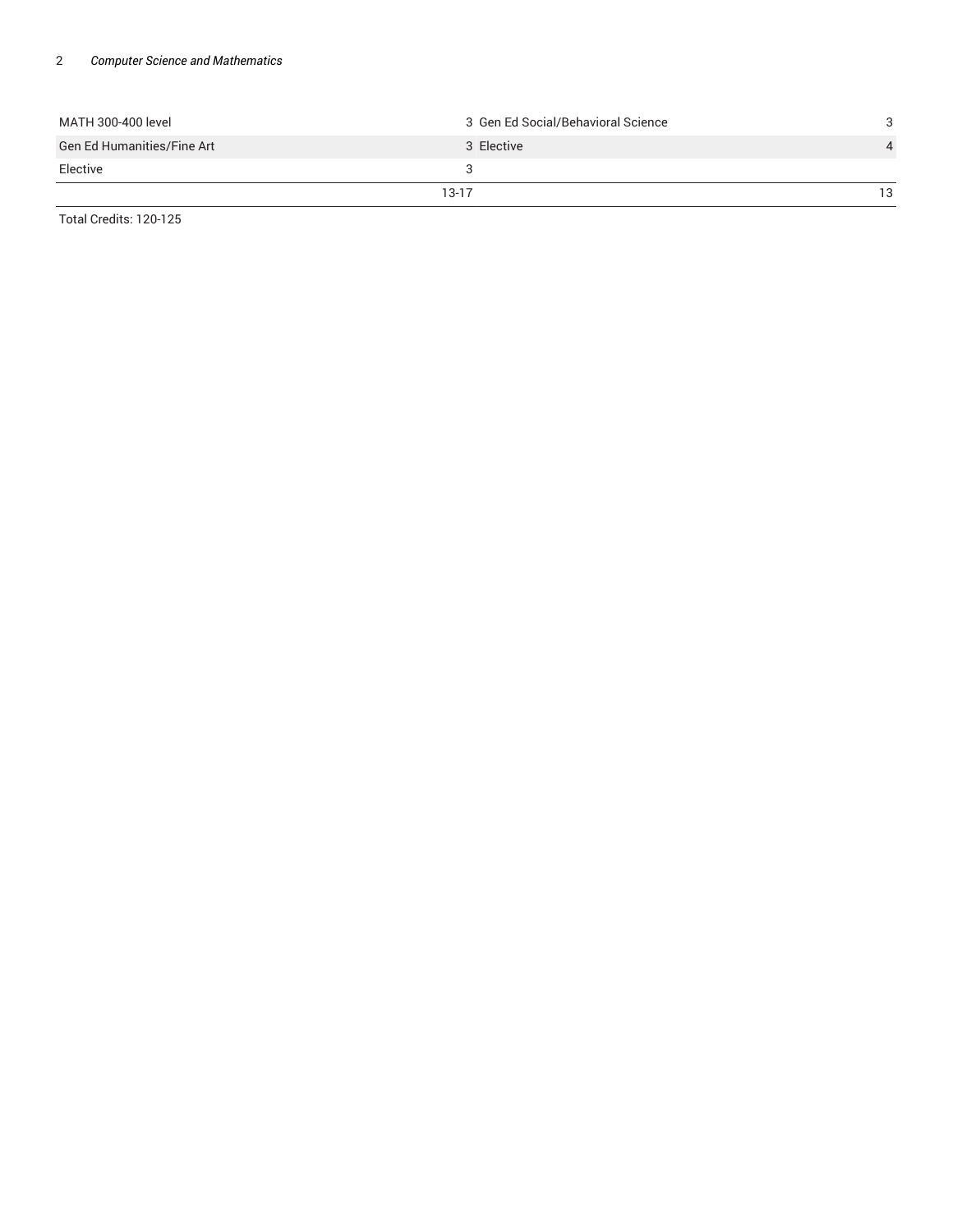| | | | |
|---|---|---|---|
| MATH 300-400 level | 3 | Gen Ed Social/Behavioral Science | 3 |
| Gen Ed Humanities/Fine Art | 3 | Elective | 4 |
| Elective | 3 | | |
| | 13-17 | | 13 |

Total Credits: 120-125